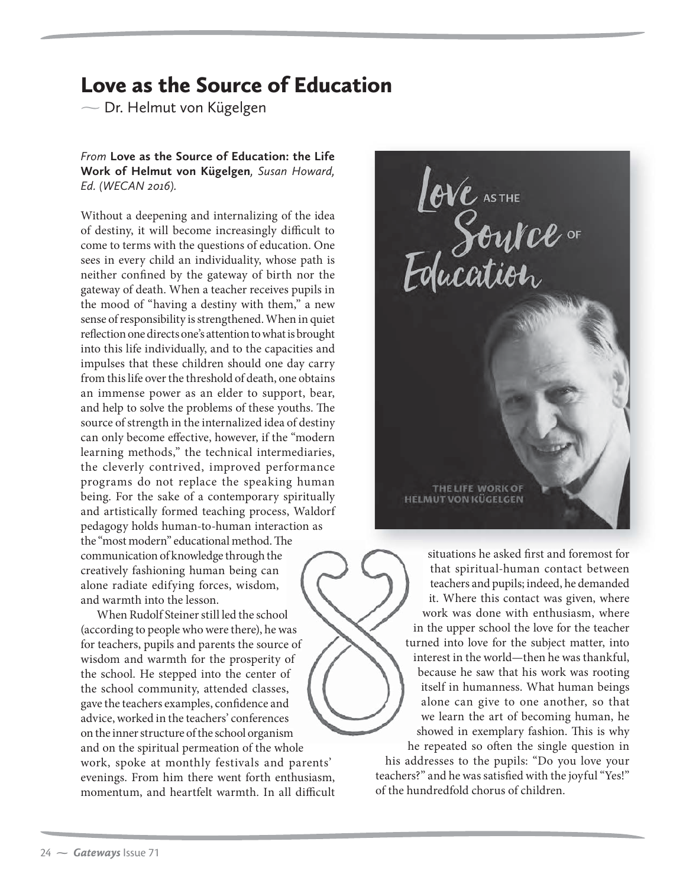# Love as the Source of Education

— Dr. Helmut von Kügelgen

*From* **Love as the Source of Education: the Life Work of Helmut von Kügelgen***, Susan Howard, Ed. (WECAN 2016).*

Without a deepening and internalizing of the idea of destiny, it will become increasingly difficult to come to terms with the questions of education. One sees in every child an individuality, whose path is neither confined by the gateway of birth nor the gateway of death. When a teacher receives pupils in the mood of "having a destiny with them," a new sense of responsibility is strengthened. When in quiet reflection one directs one's attention to what is brought into this life individually, and to the capacities and impulses that these children should one day carry from this life over the threshold of death, one obtains an immense power as an elder to support, bear, and help to solve the problems of these youths. The source of strength in the internalized idea of destiny can only become effective, however, if the "modern learning methods," the technical intermediaries, the cleverly contrived, improved performance programs do not replace the speaking human being. For the sake of a contemporary spiritually and artistically formed teaching process, Waldorf pedagogy holds human-to-human interaction as the "most modern" educational method. The communication of knowledge through the creatively fashioning human being can alone radiate edifying forces, wisdom, and warmth into the lesson.

When Rudolf Steiner still led the school (according to people who were there), he was for teachers, pupils and parents the source of wisdom and warmth for the prosperity of the school. He stepped into the center of the school community, attended classes, gave the teachers examples, confidence and advice, worked in the teachers' conferences on the inner structure of the school organism and on the spiritual permeation of the whole work, spoke at monthly festivals and parents' evenings. From him there went forth enthusiasm, momentum, and heartfelt warmth. In all difficult situations he asked first and foremost for that spiritual-human contact between teachers and pupils; indeed, he demanded it. Where this contact was given, where work was done with enthusiasm, where in the upper school the love for the teacher turned into love for the subject matter, into interest in the world—then he was thankful, because he saw that his work was rooting itself in humanness. What human beings alone can give to one another, so that we learn the art of becoming human, he showed in exemplary fashion. This is why he repeated so often the single question in his addresses to the pupils: "Do you love your teachers?" and he was satisfied with the joyful "Yes!" of the hundredfold chorus of children.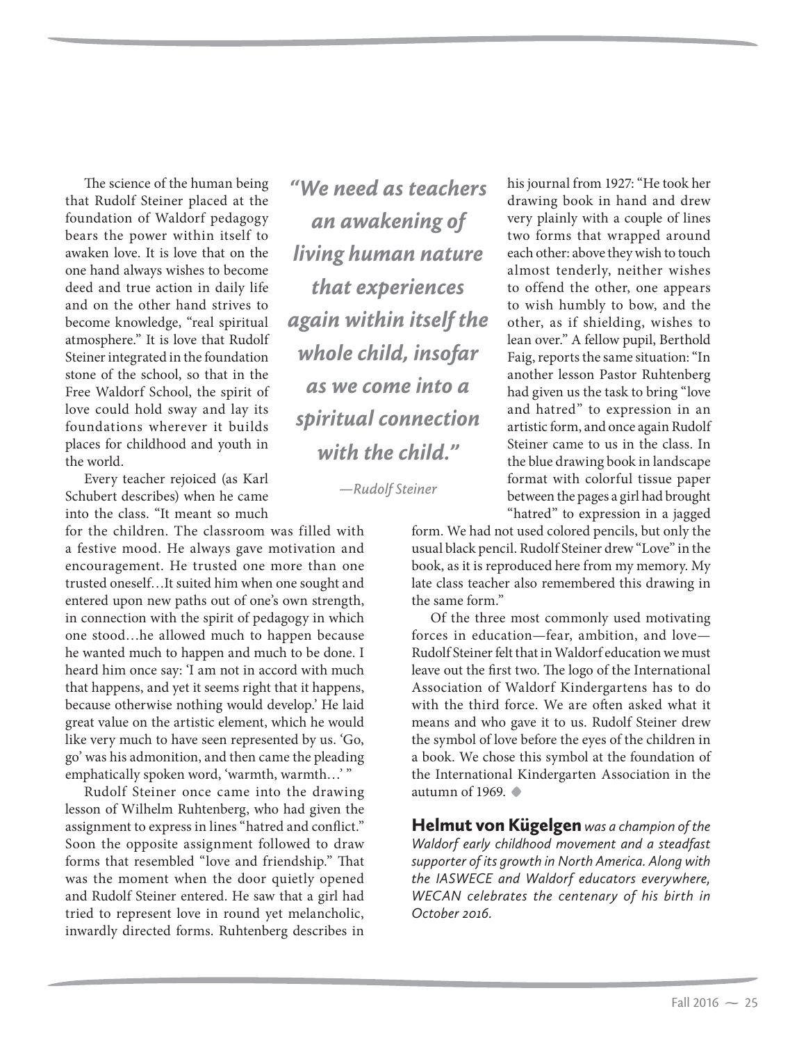The science of the human being that Rudolf Steiner placed at the foundation of Waldorf pedagogy bears the power within itself to awaken love. It is love that on the one hand always wishes to become deed and true action in daily life and on the other hand strives to become knowledge, "real spiritual atmosphere." It is love that Rudolf Steiner integrated in the foundation stone of the school, so that in the Free Waldorf School, the spirit of love could hold sway and lay its foundations wherever it builds places for childhood and youth in the world.

Every teacher rejoiced (as Karl Schubert describes) when he came into the class. "It meant so much for the children. The classroom was filled with a festive mood. He always gave motivation and encouragement. He trusted one more than one trusted oneself…It suited him when one sought and entered upon new paths out of one's own strength, in connection with the spirit of pedagogy in which one stood…he allowed much to happen because he wanted much to happen and much to be done. I heard him once say: 'I am not in accord with much that happens, and yet it seems right that it happens, because otherwise nothing would develop.' He laid great value on the artistic element, which he would like very much to have seen represented by us. 'Go, go' was his admonition, and then came the pleading emphatically spoken word, 'warmth, warmth…' "

> ***"We need as teachers an awakening of living human nature that experiences again within itself the whole child, insofar as we come into a spiritual connection with the child."***
>
> *—Rudolf Steiner*

Rudolf Steiner once came into the drawing lesson of Wilhelm Ruhtenberg, who had given the assignment to express in lines "hatred and conflict." Soon the opposite assignment followed to draw forms that resembled "love and friendship." That was the moment when the door quietly opened and Rudolf Steiner entered. He saw that a girl had tried to represent love in round yet melancholic, inwardly directed forms. Ruhtenberg describes in his journal from 1927: "He took her drawing book in hand and drew very plainly with a couple of lines two forms that wrapped around each other: above they wish to touch almost tenderly, neither wishes to offend the other, one appears to wish humbly to bow, and the other, as if shielding, wishes to lean over." A fellow pupil, Berthold Faig, reports the same situation: "In another lesson Pastor Ruhtenberg had given us the task to bring "love and hatred" to expression in an artistic form, and once again Rudolf Steiner came to us in the class. In the blue drawing book in landscape format with colorful tissue paper between the pages a girl had brought "hatred" to expression in a jagged form. We had not used colored pencils, but only the usual black pencil. Rudolf Steiner drew "Love" in the book, as it is reproduced here from my memory. My late class teacher also remembered this drawing in the same form."

Of the three most commonly used motivating forces in education—fear, ambition, and love—Rudolf Steiner felt that in Waldorf education we must leave out the first two. The logo of the International Association of Waldorf Kindergartens has to do with the third force. We are often asked what it means and who gave it to us. Rudolf Steiner drew the symbol of love before the eyes of the children in a book. We chose this symbol at the foundation of the International Kindergarten Association in the autumn of 1969. ◆

**Helmut von Kügelgen** *was a champion of the Waldorf early childhood movement and a steadfast supporter of its growth in North America. Along with the IASWECE and Waldorf educators everywhere, WECAN celebrates the centenary of his birth in October 2016.*